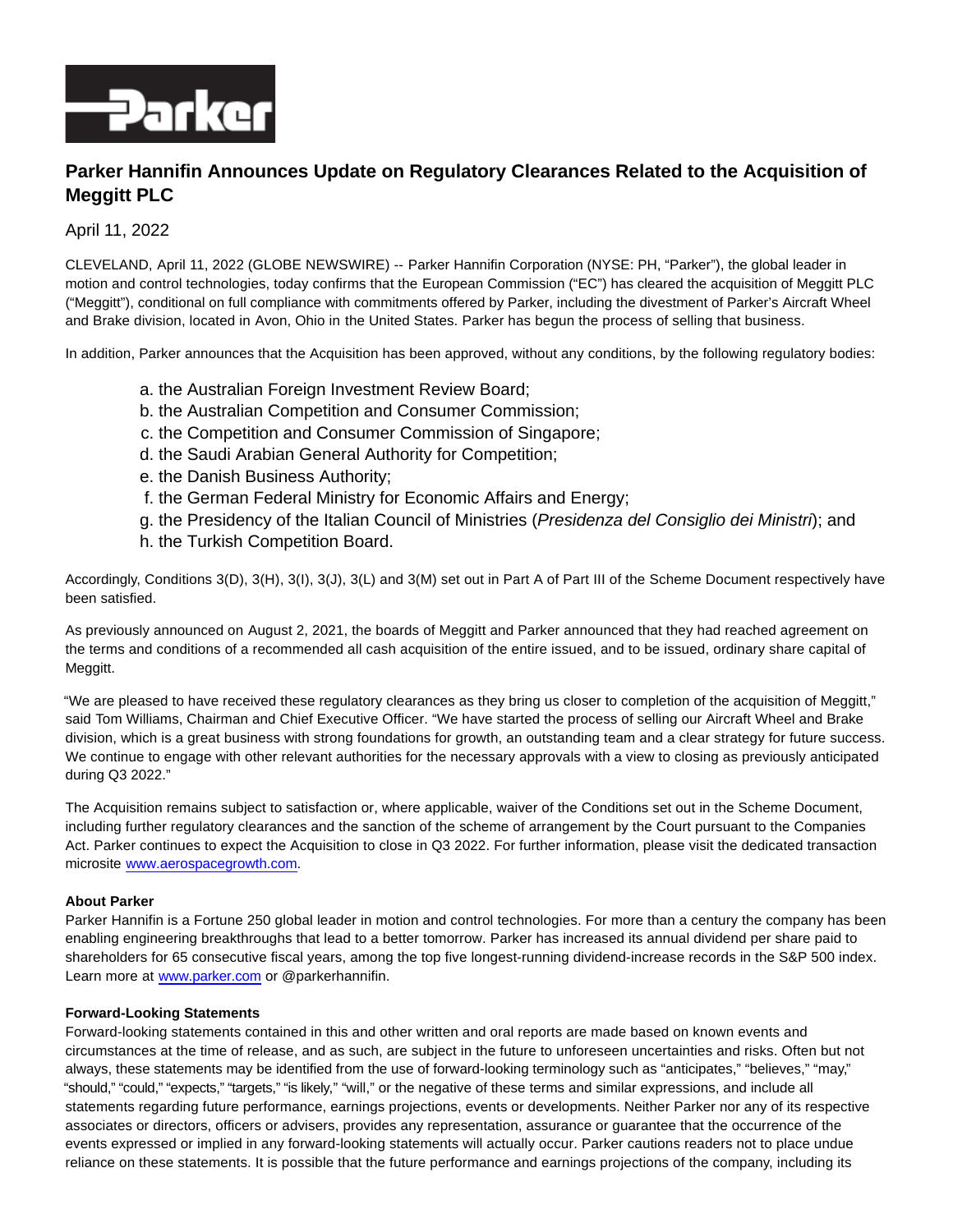# Parker Hannifin Announces Update on Regulatory Clearances Related to the Acquisition of Meggitt PLC

April 11, 2022

CLEVELAND, April 11, 2022 (GLOBE NEWSWIRE) -- Parker Hannifin Corporation (NYSE: PH, "Parker"), the global leader in motion and control technologies, today confirms that the European Commission ("EC") has cleared the acquisition of Meggitt PLC ("Meggitt"), conditional on full compliance with commitments offered by Parker, including the divestment of Parker's Aircraft Wheel and Brake division, located in Avon, Ohio in the United States. Parker has begun the process of selling that business.

In addition, Parker announces that the Acquisition has been approved, without any conditions, by the following regulatory bodies:

a. the Australian Foreign Investment Review Board;
b. the Australian Competition and Consumer Commission;
c. the Competition and Consumer Commission of Singapore;
d. the Saudi Arabian General Authority for Competition;
e. the Danish Business Authority;
f. the German Federal Ministry for Economic Affairs and Energy;
g. the Presidency of the Italian Council of Ministries (*Presidenza del Consiglio dei Ministri*); and
h. the Turkish Competition Board.

Accordingly, Conditions 3(D), 3(H), 3(I), 3(J), 3(L) and 3(M) set out in Part A of Part III of the Scheme Document respectively have been satisfied.

As previously announced on August 2, 2021, the boards of Meggitt and Parker announced that they had reached agreement on the terms and conditions of a recommended all cash acquisition of the entire issued, and to be issued, ordinary share capital of Meggitt.

"We are pleased to have received these regulatory clearances as they bring us closer to completion of the acquisition of Meggitt," said Tom Williams, Chairman and Chief Executive Officer. "We have started the process of selling our Aircraft Wheel and Brake division, which is a great business with strong foundations for growth, an outstanding team and a clear strategy for future success. We continue to engage with other relevant authorities for the necessary approvals with a view to closing as previously anticipated during Q3 2022."

The Acquisition remains subject to satisfaction or, where applicable, waiver of the Conditions set out in the Scheme Document, including further regulatory clearances and the sanction of the scheme of arrangement by the Court pursuant to the Companies Act. Parker continues to expect the Acquisition to close in Q3 2022. For further information, please visit the dedicated transaction microsite www.aerospacegrowth.com.

**About Parker**
Parker Hannifin is a Fortune 250 global leader in motion and control technologies. For more than a century the company has been enabling engineering breakthroughs that lead to a better tomorrow. Parker has increased its annual dividend per share paid to shareholders for 65 consecutive fiscal years, among the top five longest-running dividend-increase records in the S&P 500 index. Learn more at www.parker.com or @parkerhannifin.

**Forward-Looking Statements**
Forward-looking statements contained in this and other written and oral reports are made based on known events and circumstances at the time of release, and as such, are subject in the future to unforeseen uncertainties and risks. Often but not always, these statements may be identified from the use of forward-looking terminology such as "anticipates," "believes," "may," "should," "could," "expects," "targets," "is likely," "will," or the negative of these terms and similar expressions, and include all statements regarding future performance, earnings projections, events or developments. Neither Parker nor any of its respective associates or directors, officers or advisers, provides any representation, assurance or guarantee that the occurrence of the events expressed or implied in any forward-looking statements will actually occur. Parker cautions readers not to place undue reliance on these statements. It is possible that the future performance and earnings projections of the company, including its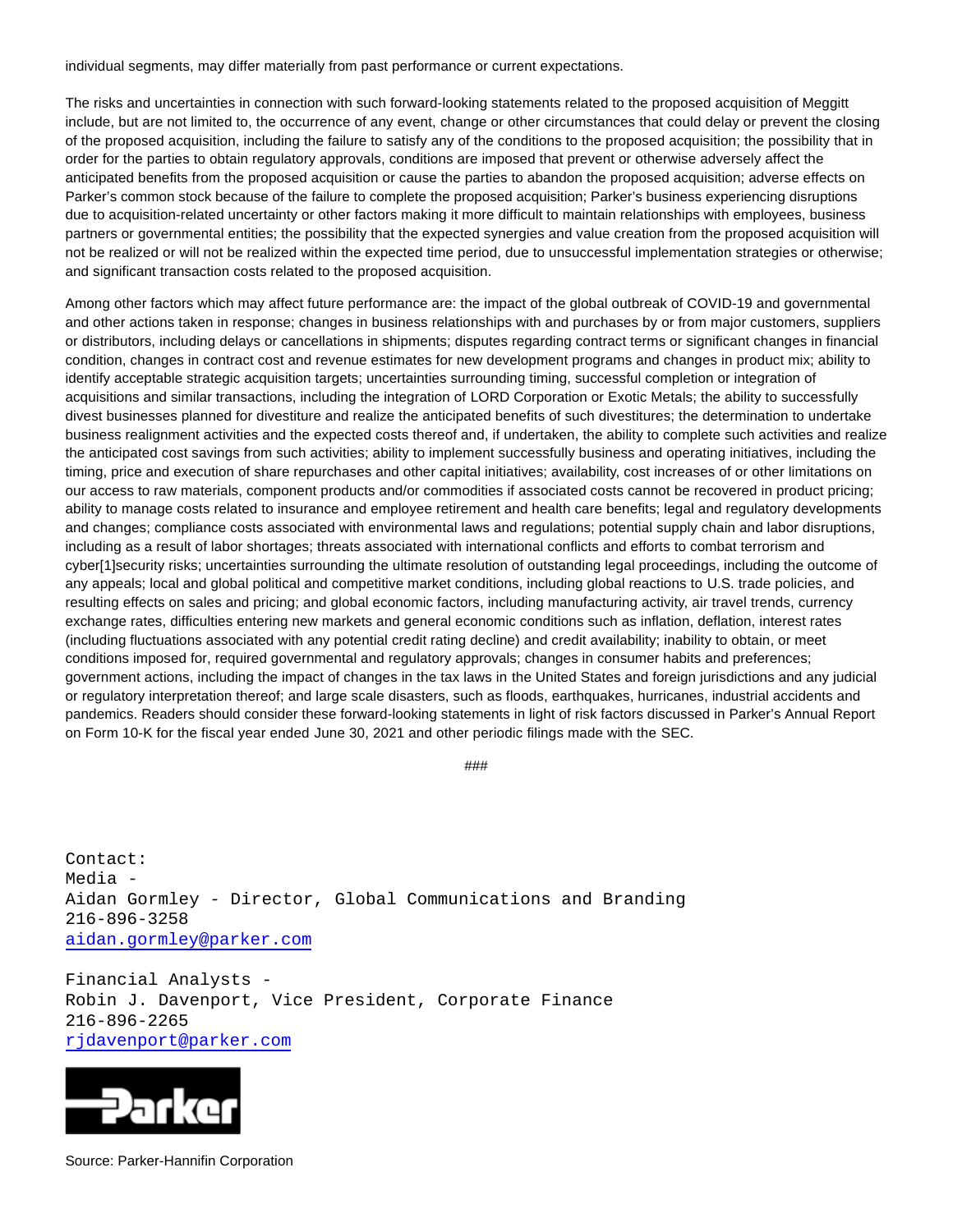individual segments, may differ materially from past performance or current expectations.

The risks and uncertainties in connection with such forward-looking statements related to the proposed acquisition of Meggitt include, but are not limited to, the occurrence of any event, change or other circumstances that could delay or prevent the closing of the proposed acquisition, including the failure to satisfy any of the conditions to the proposed acquisition; the possibility that in order for the parties to obtain regulatory approvals, conditions are imposed that prevent or otherwise adversely affect the anticipated benefits from the proposed acquisition or cause the parties to abandon the proposed acquisition; adverse effects on Parker's common stock because of the failure to complete the proposed acquisition; Parker's business experiencing disruptions due to acquisition-related uncertainty or other factors making it more difficult to maintain relationships with employees, business partners or governmental entities; the possibility that the expected synergies and value creation from the proposed acquisition will not be realized or will not be realized within the expected time period, due to unsuccessful implementation strategies or otherwise; and significant transaction costs related to the proposed acquisition.

Among other factors which may affect future performance are: the impact of the global outbreak of COVID-19 and governmental and other actions taken in response; changes in business relationships with and purchases by or from major customers, suppliers or distributors, including delays or cancellations in shipments; disputes regarding contract terms or significant changes in financial condition, changes in contract cost and revenue estimates for new development programs and changes in product mix; ability to identify acceptable strategic acquisition targets; uncertainties surrounding timing, successful completion or integration of acquisitions and similar transactions, including the integration of LORD Corporation or Exotic Metals; the ability to successfully divest businesses planned for divestiture and realize the anticipated benefits of such divestitures; the determination to undertake business realignment activities and the expected costs thereof and, if undertaken, the ability to complete such activities and realize the anticipated cost savings from such activities; ability to implement successfully business and operating initiatives, including the timing, price and execution of share repurchases and other capital initiatives; availability, cost increases of or other limitations on our access to raw materials, component products and/or commodities if associated costs cannot be recovered in product pricing; ability to manage costs related to insurance and employee retirement and health care benefits; legal and regulatory developments and changes; compliance costs associated with environmental laws and regulations; potential supply chain and labor disruptions, including as a result of labor shortages; threats associated with international conflicts and efforts to combat terrorism and cyber[1]security risks; uncertainties surrounding the ultimate resolution of outstanding legal proceedings, including the outcome of any appeals; local and global political and competitive market conditions, including global reactions to U.S. trade policies, and resulting effects on sales and pricing; and global economic factors, including manufacturing activity, air travel trends, currency exchange rates, difficulties entering new markets and general economic conditions such as inflation, deflation, interest rates (including fluctuations associated with any potential credit rating decline) and credit availability; inability to obtain, or meet conditions imposed for, required governmental and regulatory approvals; changes in consumer habits and preferences; government actions, including the impact of changes in the tax laws in the United States and foreign jurisdictions and any judicial or regulatory interpretation thereof; and large scale disasters, such as floods, earthquakes, hurricanes, industrial accidents and pandemics. Readers should consider these forward-looking statements in light of risk factors discussed in Parker's Annual Report on Form 10-K for the fiscal year ended June 30, 2021 and other periodic filings made with the SEC.

###

Contact:
Media -
Aidan Gormley - Director, Global Communications and Branding
216-896-3258
aidan.gormley@parker.com

Financial Analysts -
Robin J. Davenport, Vice President, Corporate Finance
216-896-2265
rjdavenport@parker.com

Parker

Source: Parker-Hannifin Corporation